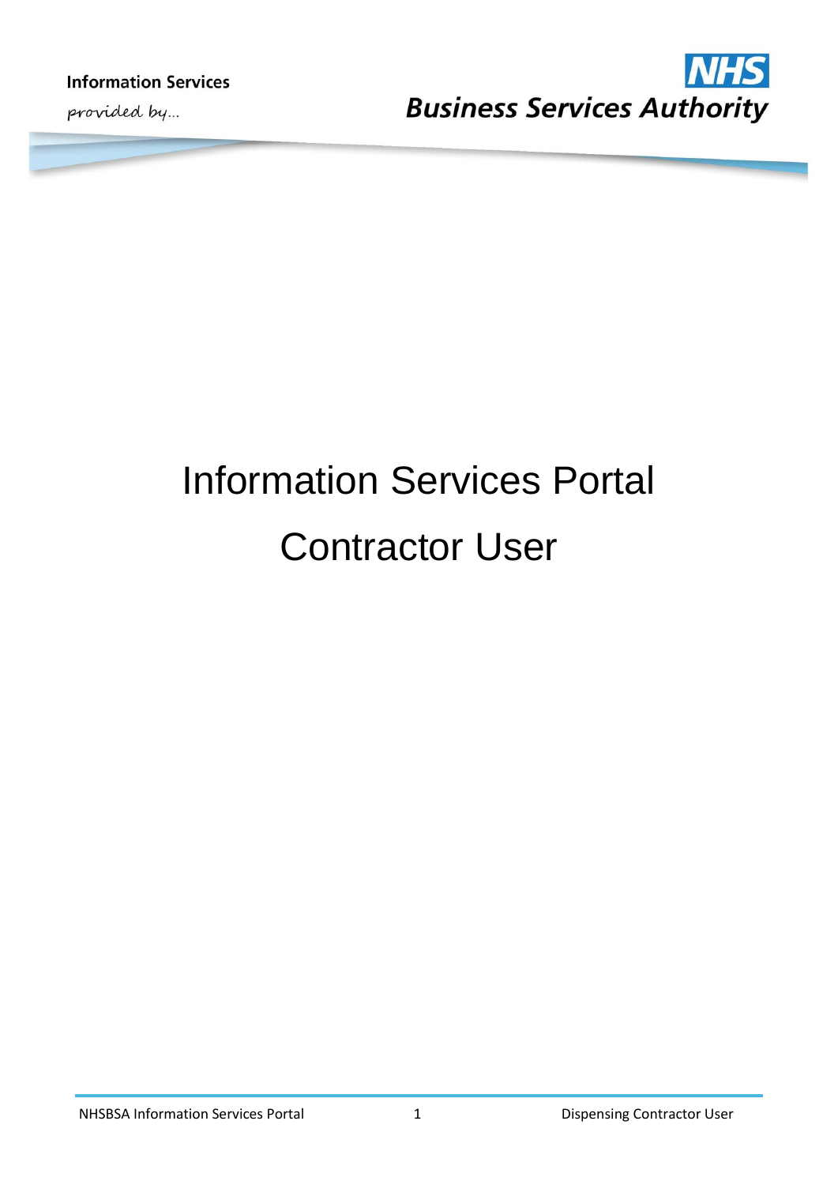Information Services

*provided by...*

**NHS**

***Business Services Authority***

# Information Services Portal

# Contractor User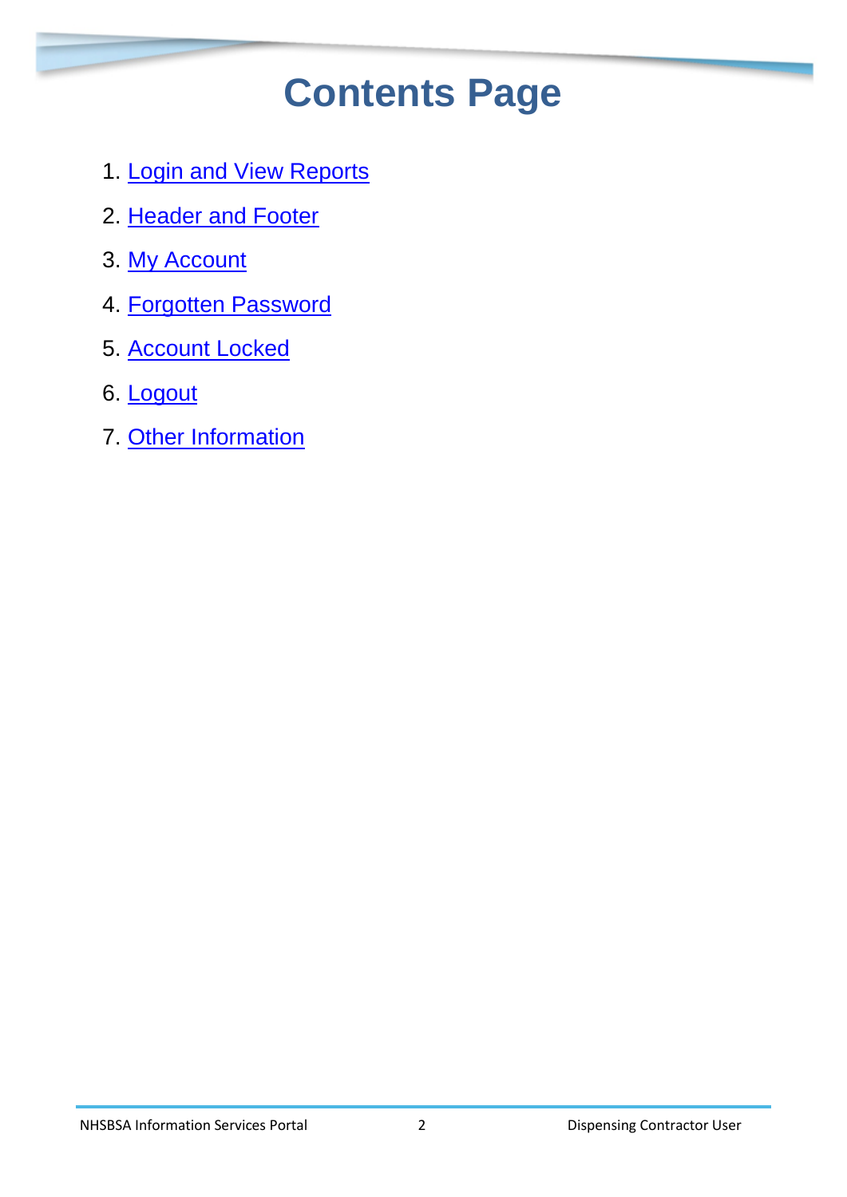# Contents Page

1. Login and View Reports
2. Header and Footer
3. My Account
4. Forgotten Password
5. Account Locked
6. Logout
7. Other Information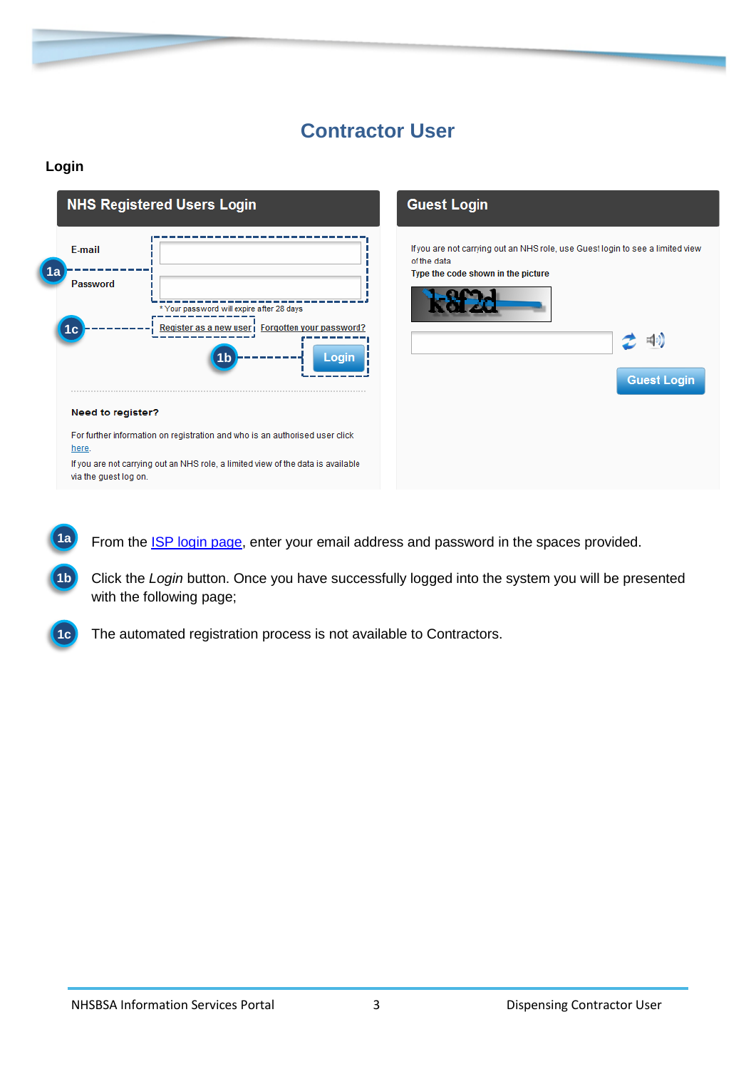# Contractor User

## Login

**NHS Registered Users Login**

E-mail

Password

* Your password will expire after 28 days

Register as a new user | Forgotten your password?

Login

**Need to register?**

For further information on registration and who is an authorised user click here.

If you are not carrying out an NHS role, a limited view of the data is available via the guest log on.

**Guest Login**

If you are not carrying out an NHS role, use Guest login to see a limited view of the data

**Type the code shown in the picture**

Guest Login

1a From the ISP login page, enter your email address and password in the spaces provided.

1b Click the *Login* button. Once you have successfully logged into the system you will be presented with the following page;

1c The automated registration process is not available to Contractors.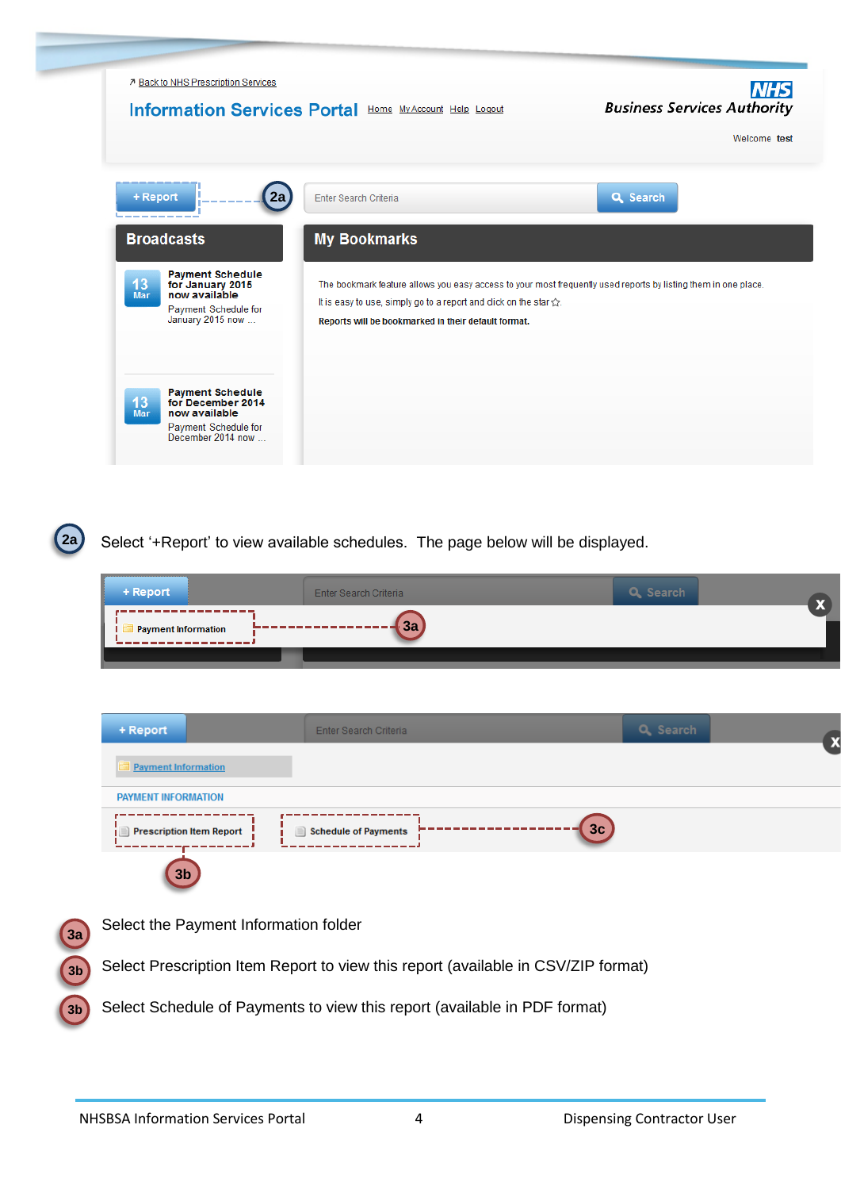2a Select '+Report' to view available schedules. The page below will be displayed.

3a Select the Payment Information folder

3b Select Prescription Item Report to view this report (available in CSV/ZIP format)

3b Select Schedule of Payments to view this report (available in PDF format)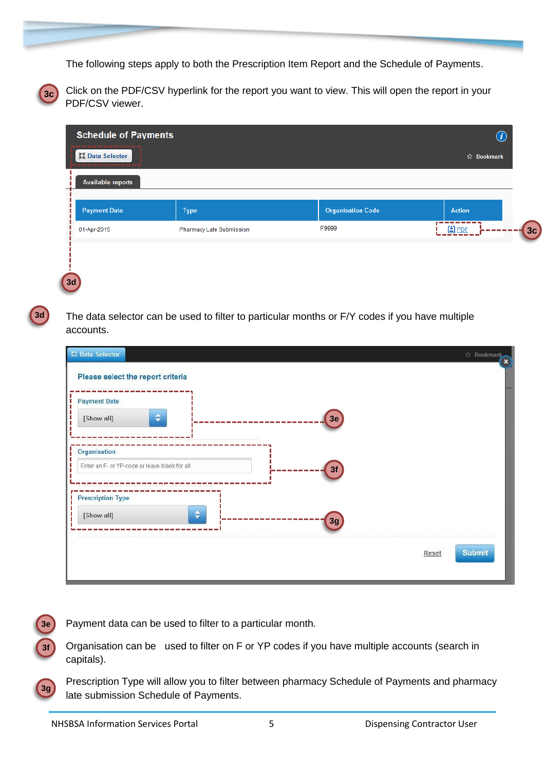The following steps apply to both the Prescription Item Report and the Schedule of Payments.

**3c** Click on the PDF/CSV hyperlink for the report you want to view. This will open the report in your PDF/CSV viewer.

**Schedule of Payments**

Data Selector | Bookmark

Available reports

| Payment Date | Type | Organisation Code | Action |
|---|---|---|---|
| 01-Apr-2015 | Pharmacy Late Submission | F9999 | PDF |

**3d** The data selector can be used to filter to particular months or F/Y codes if you have multiple accounts.

Data Selector | Bookmark

Please select the report criteria

Payment Date: [Show all] (3e)

Organisation: Enter an F- or YP-code or leave blank for all (3f)

Prescription Type: [Show all] (3g)

Reset | Submit

**3e** Payment data can be used to filter to a particular month.

**3f** Organisation can be used to filter on F or YP codes if you have multiple accounts (search in capitals).

**3g** Prescription Type will allow you to filter between pharmacy Schedule of Payments and pharmacy late submission Schedule of Payments.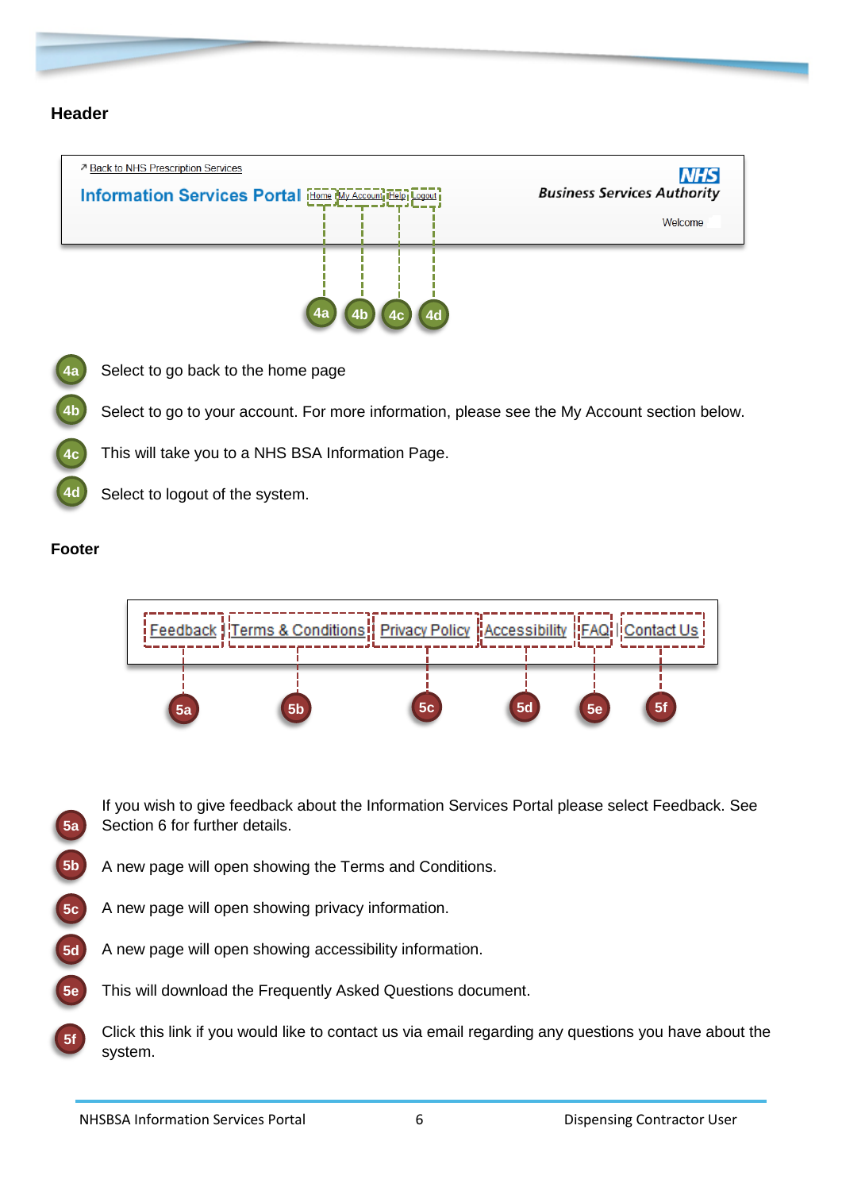### Header

- **4a** Select to go back to the home page
- **4b** Select to go to your account. For more information, please see the My Account section below.
- **4c** This will take you to a NHS BSA Information Page.
- **4d** Select to logout of the system.

### Footer

- **5a** If you wish to give feedback about the Information Services Portal please select Feedback. See Section 6 for further details.
- **5b** A new page will open showing the Terms and Conditions.
- **5c** A new page will open showing privacy information.
- **5d** A new page will open showing accessibility information.
- **5e** This will download the Frequently Asked Questions document.
- **5f** Click this link if you would like to contact us via email regarding any questions you have about the system.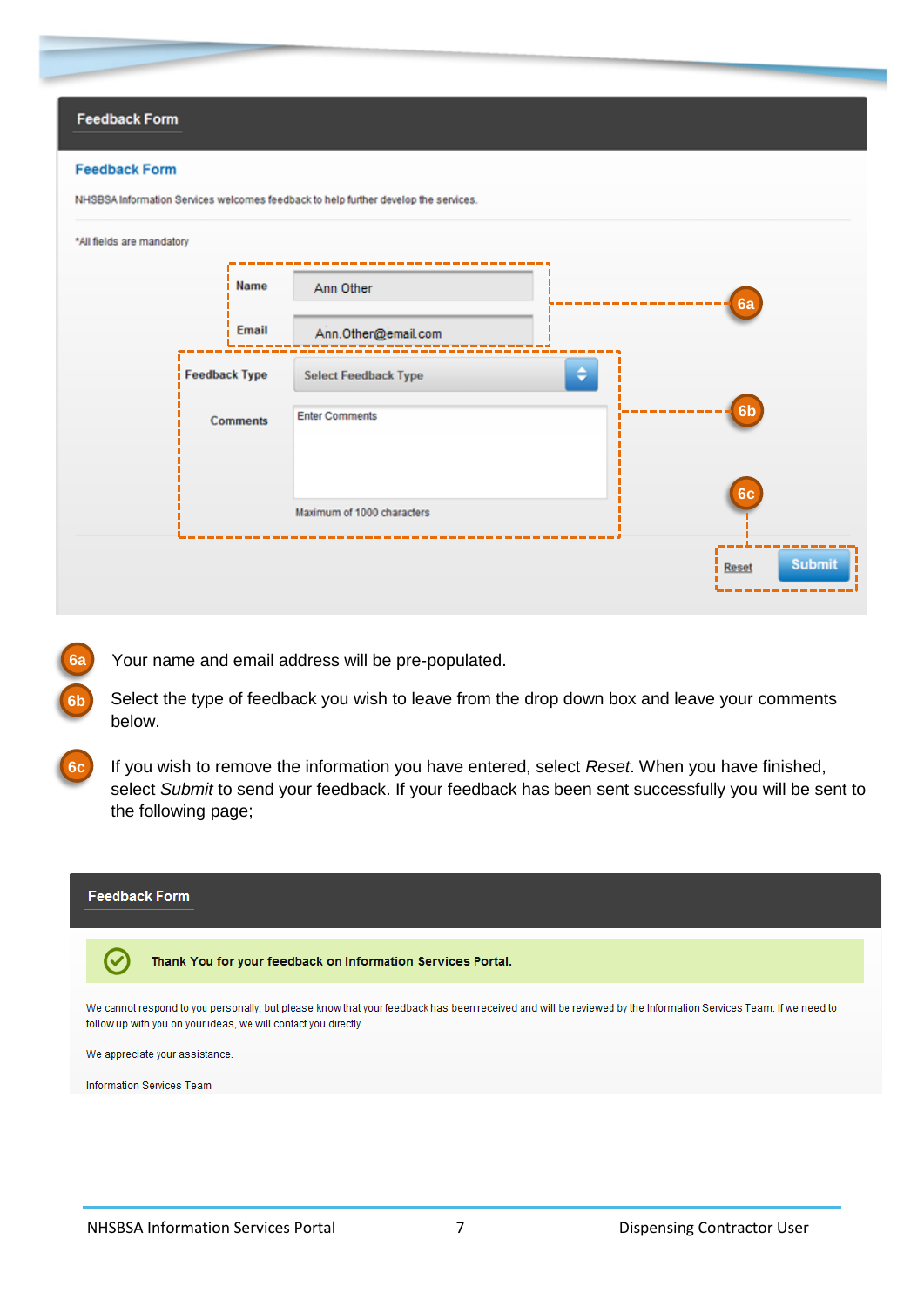**Feedback Form**

**Feedback Form**

NHSBSA Information Services welcomes feedback to help further develop the services.

*All fields are mandatory

Name: Ann Other

Email: Ann.Other@email.com

Feedback Type: Select Feedback Type

Comments: Enter Comments

Maximum of 1000 characters

Reset | Submit

6a — Your name and email address will be pre-populated.

6b — Select the type of feedback you wish to leave from the drop down box and leave your comments below.

6c — If you wish to remove the information you have entered, select *Reset*. When you have finished, select *Submit* to send your feedback. If your feedback has been sent successfully you will be sent to the following page;

**Feedback Form**

**Thank You for your feedback on Information Services Portal.**

We cannot respond to you personally, but please know that your feedback has been received and will be reviewed by the Information Services Team. If we need to follow up with you on your ideas, we will contact you directly.

We appreciate your assistance.

Information Services Team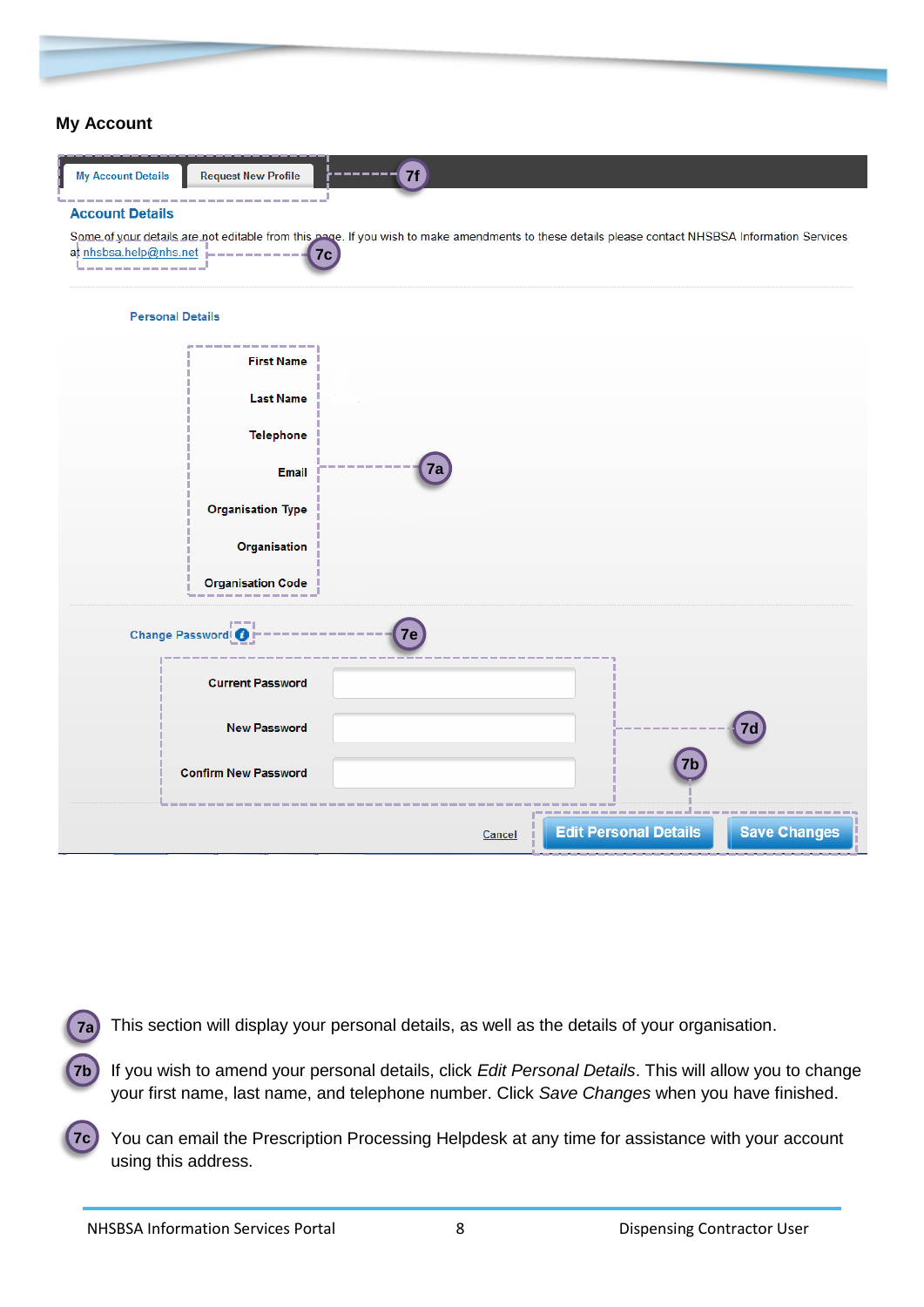## My Account

My Account Details | Request New Profile — 7f

### Account Details

Some of your details are not editable from this page. If you wish to make amendments to these details please contact NHSBSA Information Services at nhsbsa.help@nhs.net — 7c

Personal Details

- First Name
- Last Name
- Telephone
- Email
- Organisation Type
- Organisation
- Organisation Code

— 7a

Change Password — 7e

- Current Password
- New Password
- Confirm New Password

— 7d

Cancel | Edit Personal Details | Save Changes — 7b

**7a** This section will display your personal details, as well as the details of your organisation.

**7b** If you wish to amend your personal details, click *Edit Personal Details*. This will allow you to change your first name, last name, and telephone number. Click *Save Changes* when you have finished.

**7c** You can email the Prescription Processing Helpdesk at any time for assistance with your account using this address.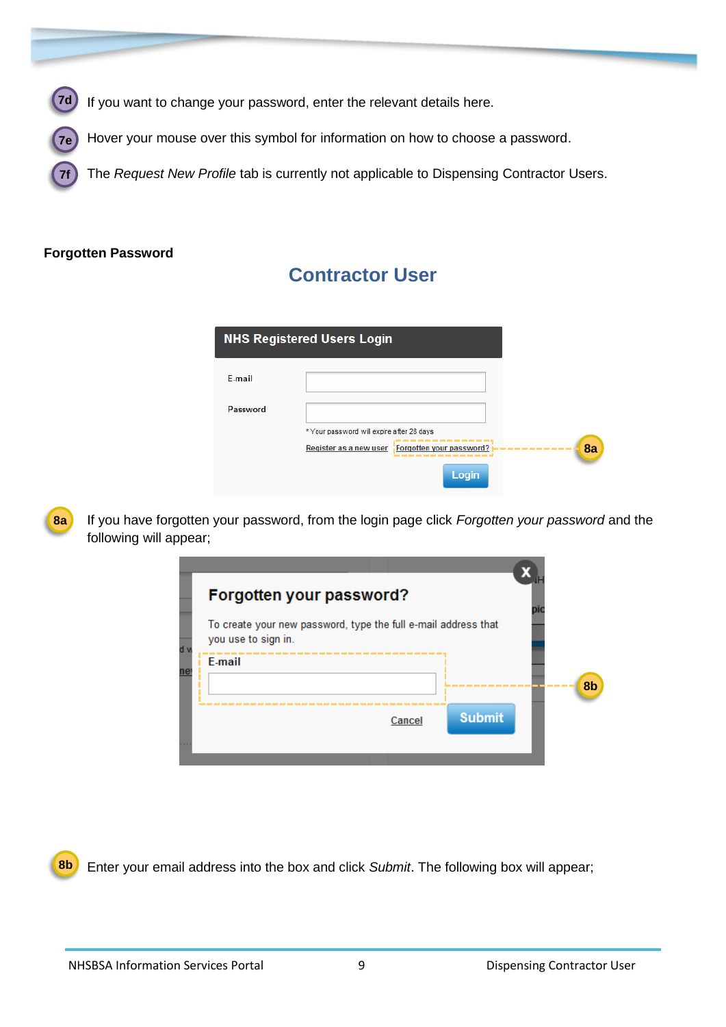**7d** If you want to change your password, enter the relevant details here.

**7e** Hover your mouse over this symbol for information on how to choose a password.

**7f** The *Request New Profile* tab is currently not applicable to Dispensing Contractor Users.

**Forgotten Password**

## Contractor User

**8a** If you have forgotten your password, from the login page click *Forgotten your password* and the following will appear;

**8b** Enter your email address into the box and click *Submit*. The following box will appear;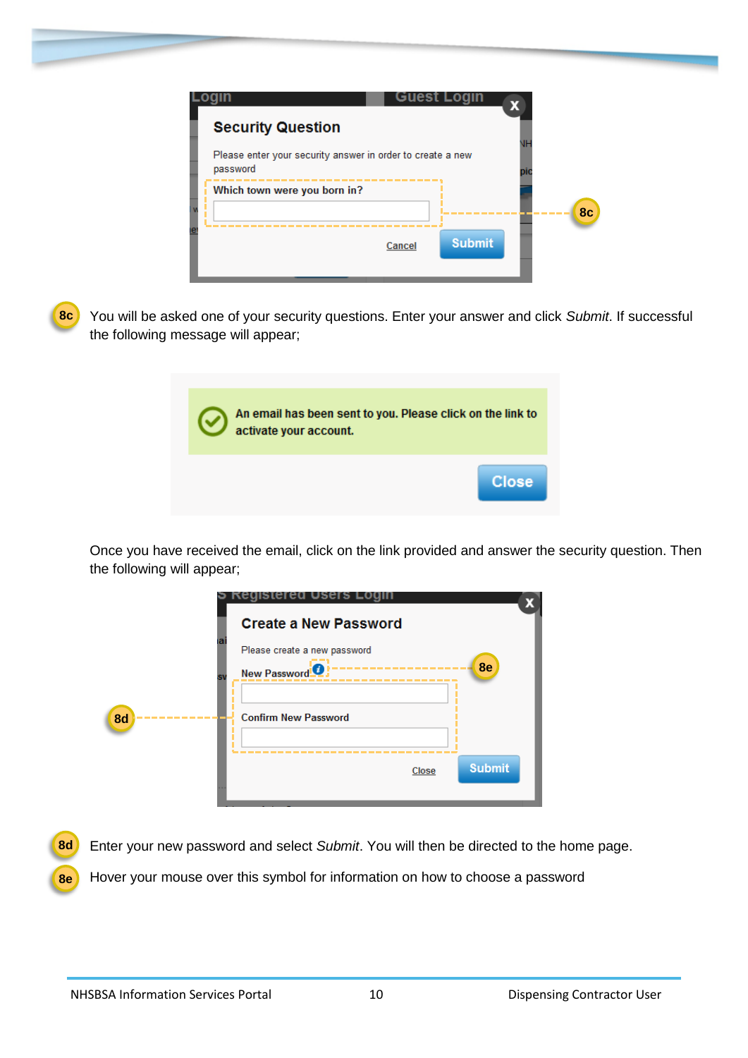**8c** You will be asked one of your security questions. Enter your answer and click *Submit*. If successful the following message will appear;

Once you have received the email, click on the link provided and answer the security question. Then the following will appear;

**8d** Enter your new password and select *Submit*. You will then be directed to the home page.

**8e** Hover your mouse over this symbol for information on how to choose a password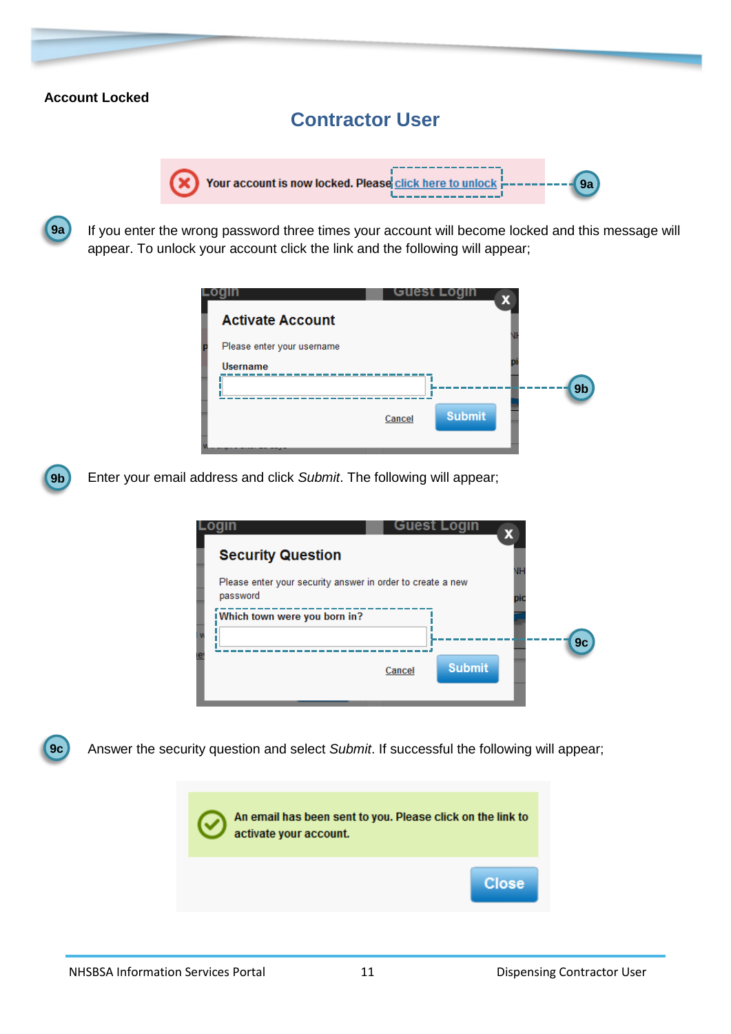**Account Locked**

## Contractor User

Your account is now locked. Please click here to unlock

9a

**9a** If you enter the wrong password three times your account will become locked and this message will appear. To unlock your account click the link and the following will appear;

**Activate Account**

Please enter your username

Username

Cancel Submit

9b

**9b** Enter your email address and click *Submit*. The following will appear;

**Security Question**

Please enter your security answer in order to create a new password

Which town were you born in?

Cancel Submit

9c

**9c** Answer the security question and select *Submit*. If successful the following will appear;

An email has been sent to you. Please click on the link to activate your account.

Close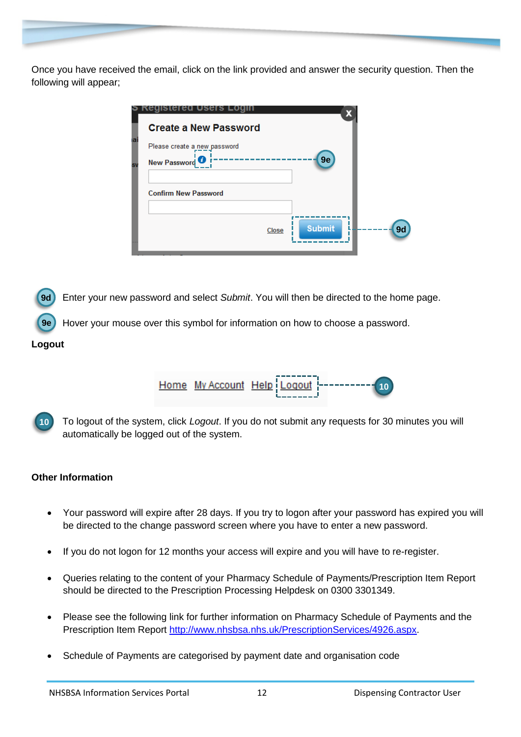Once you have received the email, click on the link provided and answer the security question. Then the following will appear;

9d Enter your new password and select *Submit*. You will then be directed to the home page.

9e Hover your mouse over this symbol for information on how to choose a password.

**Logout**

10 To logout of the system, click *Logout*. If you do not submit any requests for 30 minutes you will automatically be logged out of the system.

**Other Information**

- Your password will expire after 28 days. If you try to logon after your password has expired you will be directed to the change password screen where you have to enter a new password.
- If you do not logon for 12 months your access will expire and you will have to re-register.
- Queries relating to the content of your Pharmacy Schedule of Payments/Prescription Item Report should be directed to the Prescription Processing Helpdesk on 0300 3301349.
- Please see the following link for further information on Pharmacy Schedule of Payments and the Prescription Item Report http://www.nhsbsa.nhs.uk/PrescriptionServices/4926.aspx.
- Schedule of Payments are categorised by payment date and organisation code